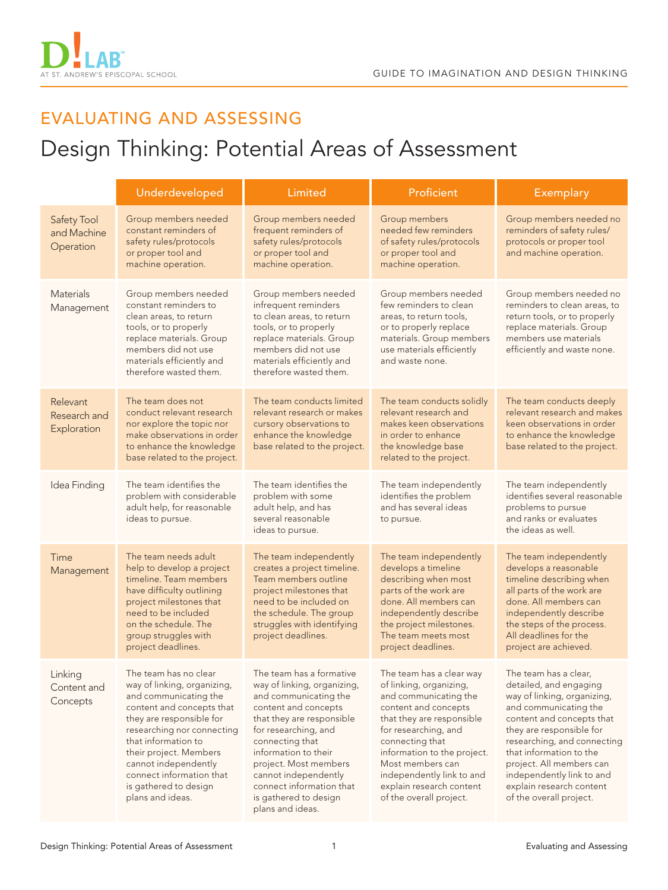## EVALUATING AND ASSESSING

# Design Thinking: Potential Areas of Assessment

| | Underdeveloped | Limited | Proficient | Exemplary |
|---|---|---|---|---|
| Safety Tool and Machine Operation | Group members needed constant reminders of safety rules/protocols or proper tool and machine operation. | Group members needed frequent reminders of safety rules/protocols or proper tool and machine operation. | Group members needed few reminders of safety rules/protocols or proper tool and machine operation. | Group members needed no reminders of safety rules/protocols or proper tool and machine operation. |
| Materials Management | Group members needed constant reminders to clean areas, to return tools, or to properly replace materials. Group members did not use materials efficiently and therefore wasted them. | Group members needed infrequent reminders to clean areas, to return tools, or to properly replace materials. Group members did not use materials efficiently and therefore wasted them. | Group members needed few reminders to clean areas, to return tools, or to properly replace materials. Group members use materials efficiently and waste none. | Group members needed no reminders to clean areas, to return tools, or to properly replace materials. Group members use materials efficiently and waste none. |
| Relevant Research and Exploration | The team does not conduct relevant research nor explore the topic nor make observations in order to enhance the knowledge base related to the project. | The team conducts limited relevant research or makes cursory observations to enhance the knowledge base related to the project. | The team conducts solidly relevant research and makes keen observations in order to enhance the knowledge base related to the project. | The team conducts deeply relevant research and makes keen observations in order to enhance the knowledge base related to the project. |
| Idea Finding | The team identifies the problem with considerable adult help, for reasonable ideas to pursue. | The team identifies the problem with some adult help, and has several reasonable ideas to pursue. | The team independently identifies the problem and has several ideas to pursue. | The team independently identifies several reasonable problems to pursue and ranks or evaluates the ideas as well. |
| Time Management | The team needs adult help to develop a project timeline. Team members have difficulty outlining project milestones that need to be included on the schedule. The group struggles with project deadlines. | The team independently creates a project timeline. Team members outline project milestones that need to be included on the schedule. The group struggles with identifying project deadlines. | The team independently develops a timeline describing when most parts of the work are done. All members can independently describe the project milestones. The team meets most project deadlines. | The team independently develops a reasonable timeline describing when all parts of the work are done. All members can independently describe the steps of the process. All deadlines for the project are achieved. |
| Linking Content and Concepts | The team has no clear way of linking, organizing, and communicating the content and concepts that they are responsible for researching nor connecting that information to their project. Members cannot independently connect information that is gathered to design plans and ideas. | The team has a formative way of linking, organizing, and communicating the content and concepts that they are responsible for researching, and connecting that information to their project. Most members cannot independently connect information that is gathered to design plans and ideas. | The team has a clear way of linking, organizing, and communicating the content and concepts that they are responsible for researching, and connecting that information to the project. Most members can independently link to and explain research content of the overall project. | The team has a clear, detailed, and engaging way of linking, organizing, and communicating the content and concepts that they are responsible for researching, and connecting that information to the project. All members can independently link to and explain research content of the overall project. |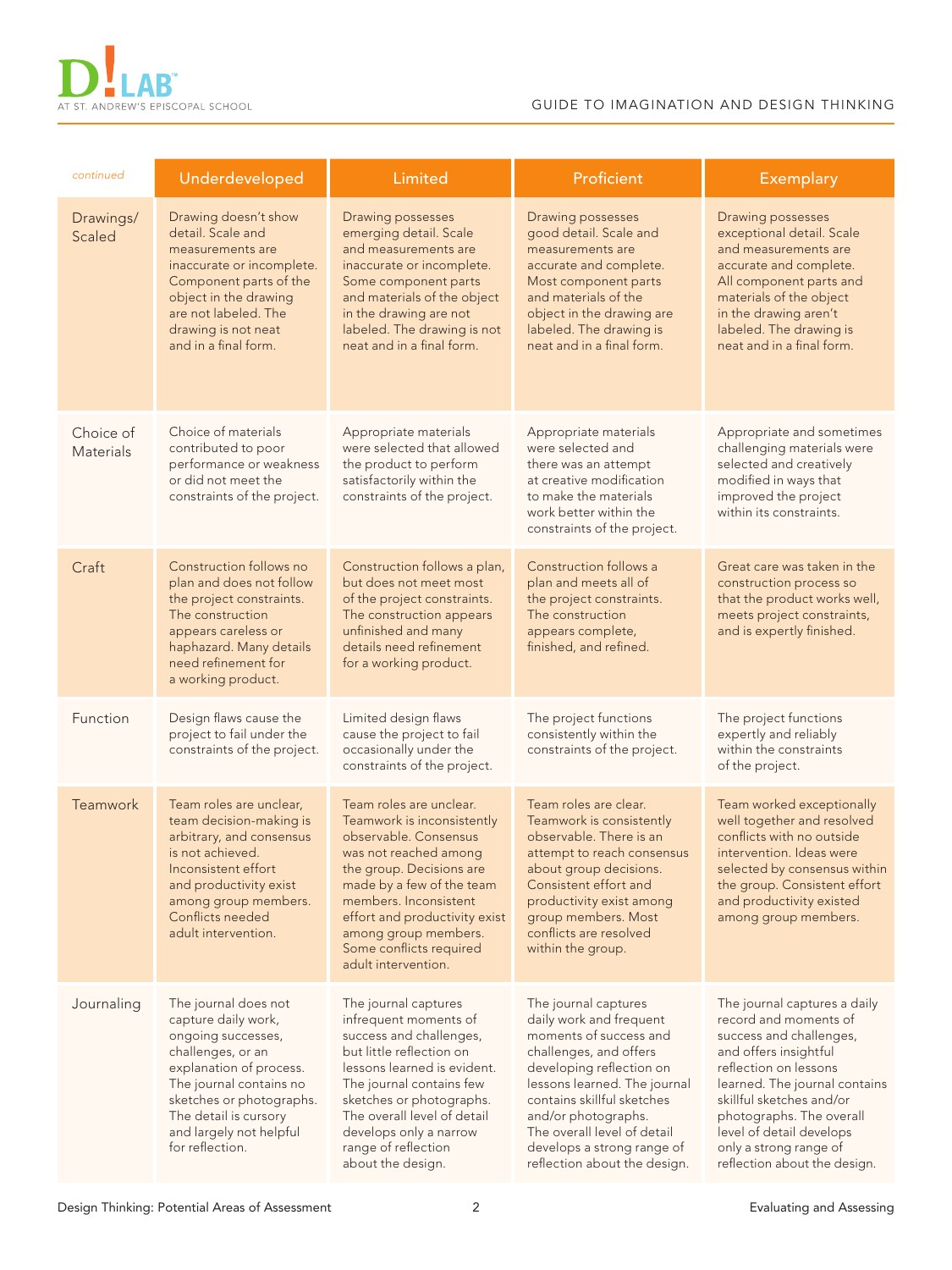| *continued* | Underdeveloped | Limited | Proficient | Exemplary |
|---|---|---|---|---|
| Drawings/ Scaled | Drawing doesn't show detail. Scale and measurements are inaccurate or incomplete. Component parts of the object in the drawing are not labeled. The drawing is not neat and in a final form. | Drawing possesses emerging detail. Scale and measurements are inaccurate or incomplete. Some component parts and materials of the object in the drawing are not labeled. The drawing is not neat and in a final form. | Drawing possesses good detail. Scale and measurements are accurate and complete. Most component parts and materials of the object in the drawing are labeled. The drawing is neat and in a final form. | Drawing possesses exceptional detail. Scale and measurements are accurate and complete. All component parts and materials of the object in the drawing aren't labeled. The drawing is neat and in a final form. |
| Choice of Materials | Choice of materials contributed to poor performance or weakness or did not meet the constraints of the project. | Appropriate materials were selected that allowed the product to perform satisfactorily within the constraints of the project. | Appropriate materials were selected and there was an attempt at creative modification to make the materials work better within the constraints of the project. | Appropriate and sometimes challenging materials were selected and creatively modified in ways that improved the project within its constraints. |
| Craft | Construction follows no plan and does not follow the project constraints. The construction appears careless or haphazard. Many details need refinement for a working product. | Construction follows a plan, but does not meet most of the project constraints. The construction appears unfinished and many details need refinement for a working product. | Construction follows a plan and meets all of the project constraints. The construction appears complete, finished, and refined. | Great care was taken in the construction process so that the product works well, meets project constraints, and is expertly finished. |
| Function | Design flaws cause the project to fail under the constraints of the project. | Limited design flaws cause the project to fail occasionally under the constraints of the project. | The project functions consistently within the constraints of the project. | The project functions expertly and reliably within the constraints of the project. |
| Teamwork | Team roles are unclear, team decision-making is arbitrary, and consensus is not achieved. Inconsistent effort and productivity exist among group members. Conflicts needed adult intervention. | Team roles are unclear. Teamwork is inconsistently observable. Consensus was not reached among the group. Decisions are made by a few of the team members. Inconsistent effort and productivity exist among group members. Some conflicts required adult intervention. | Team roles are clear. Teamwork is consistently observable. There is an attempt to reach consensus about group decisions. Consistent effort and productivity exist among group members. Most conflicts are resolved within the group. | Team worked exceptionally well together and resolved conflicts with no outside intervention. Ideas were selected by consensus within the group. Consistent effort and productivity existed among group members. |
| Journaling | The journal does not capture daily work, ongoing successes, challenges, or an explanation of process. The journal contains no sketches or photographs. The detail is cursory and largely not helpful for reflection. | The journal captures infrequent moments of success and challenges, but little reflection on lessons learned is evident. The journal contains few sketches or photographs. The overall level of detail develops only a narrow range of reflection about the design. | The journal captures daily work and frequent moments of success and challenges, and offers developing reflection on lessons learned. The journal contains skillful sketches and/or photographs. The overall level of detail develops a strong range of reflection about the design. | The journal captures a daily record and moments of success and challenges, and offers insightful reflection on lessons learned. The journal contains skillful sketches and/or photographs. The overall level of detail develops only a strong range of reflection about the design. |